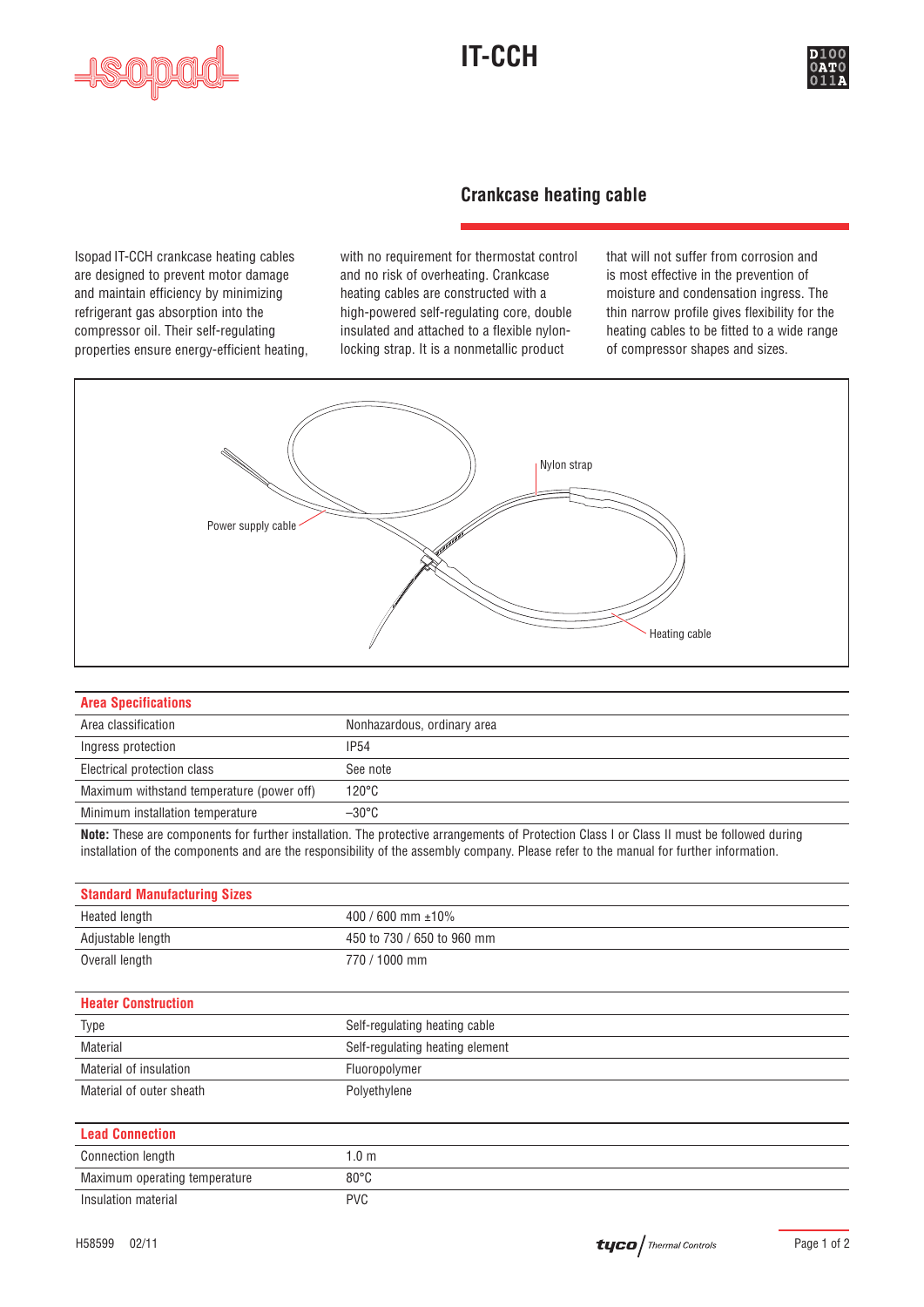# IT-CCH

## Crankcase heating cable

Isopad IT-CCH crankcase heating cables are designed to prevent motor damage and maintain efficiency by minimizing refrigerant gas absorption into the compressor oil. Their self-regulating properties ensure energy-efficient heating, with no requirement for thermostat control and no risk of overheating. Crankcase heating cables are constructed with a high-powered self-regulating core, double insulated and attached to a flexible nylon-locking strap. It is a nonmetallic product that will not suffer from corrosion and is most effective in the prevention of moisture and condensation ingress. The thin narrow profile gives flexibility for the heating cables to be fitted to a wide range of compressor shapes and sizes.

Nylon strap

Power supply cable

Heating cable

| Area Specifications | |
|---|---|
| Area classification | Nonhazardous, ordinary area |
| Ingress protection | IP54 |
| Electrical protection class | See note |
| Maximum withstand temperature (power off) | 120°C |
| Minimum installation temperature | –30°C |

**Note:** These are components for further installation. The protective arrangements of Protection Class I or Class II must be followed during installation of the components and are the responsibility of the assembly company. Please refer to the manual for further information.

| Standard Manufacturing Sizes | |
|---|---|
| Heated length | 400 / 600 mm ±10% |
| Adjustable length | 450 to 730 / 650 to 960 mm |
| Overall length | 770 / 1000 mm |

| Heater Construction | |
|---|---|
| Type | Self-regulating heating cable |
| Material | Self-regulating heating element |
| Material of insulation | Fluoropolymer |
| Material of outer sheath | Polyethylene |

| Lead Connection | |
|---|---|
| Connection length | 1.0 m |
| Maximum operating temperature | 80°C |
| Insulation material | PVC |

H58599 02/11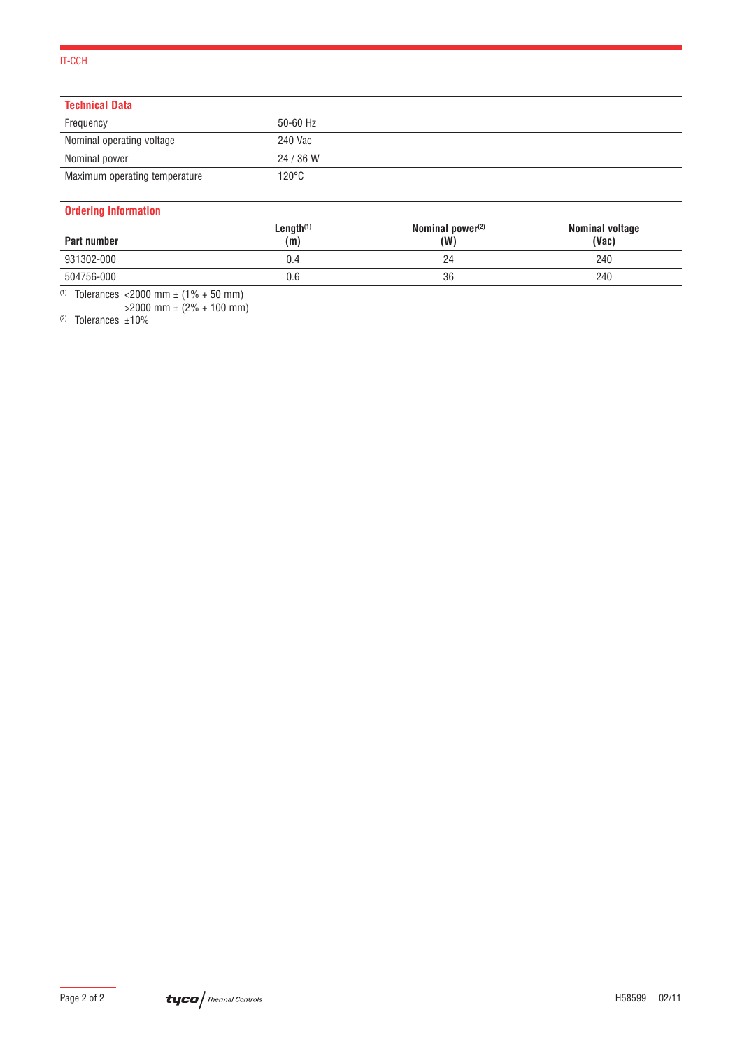## Technical Data

| | |
|---|---|
| Frequency | 50-60 Hz |
| Nominal operating voltage | 240 Vac |
| Nominal power | 24 / 36 W |
| Maximum operating temperature | 120°C |

## Ordering Information

| Part number | Length[1] (m) | Nominal power[2] (W) | Nominal voltage (Vac) |
|---|---|---|---|
| 931302-000 | 0.4 | 24 | 240 |
| 504756-000 | 0.6 | 36 | 240 |

[1] Tolerances <2000 mm ± (1% + 50 mm)
>2000 mm ± (2% + 100 mm)

[2] Tolerances ±10%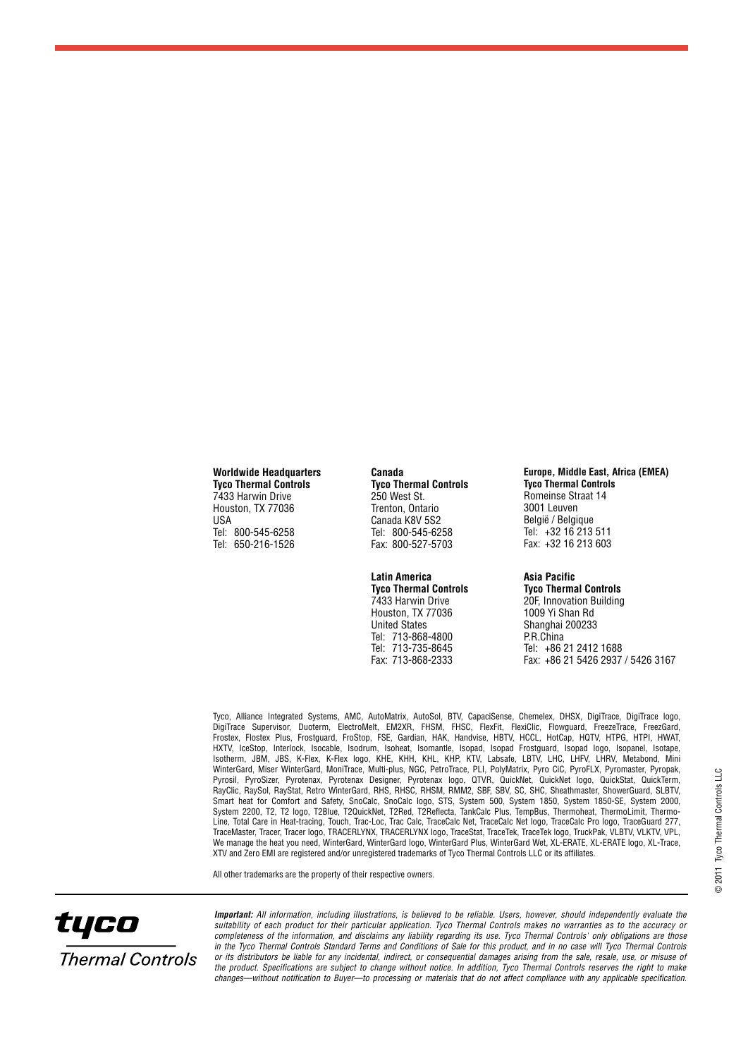**Worldwide Headquarters**
**Tyco Thermal Controls**
7433 Harwin Drive
Houston, TX 77036
USA
Tel: 800-545-6258
Tel: 650-216-1526

**Canada**
**Tyco Thermal Controls**
250 West St.
Trenton, Ontario
Canada K8V 5S2
Tel: 800-545-6258
Fax: 800-527-5703

**Latin America**
**Tyco Thermal Controls**
7433 Harwin Drive
Houston, TX 77036
United States
Tel: 713-868-4800
Tel: 713-735-8645
Fax: 713-868-2333

**Europe, Middle East, Africa (EMEA)**
**Tyco Thermal Controls**
Romeinse Straat 14
3001 Leuven
België / Belgique
Tel: +32 16 213 511
Fax: +32 16 213 603

**Asia Pacific**
**Tyco Thermal Controls**
20F, Innovation Building
1009 Yi Shan Rd
Shanghai 200233
P.R.China
Tel: +86 21 2412 1688
Fax: +86 21 5426 2937 / 5426 3167

Tyco, Alliance Integrated Systems, AMC, AutoMatrix, AutoSol, BTV, CapaciSense, Chemelex, DHSX, DigiTrace, DigiTrace logo, DigiTrace Supervisor, Duoterm, ElectroMelt, EM2XR, FHSM, FHSC, FlexFit, FlexiClic, Flowguard, FreezeTrace, FreezGard, Frostex, Flostex Plus, Frostguard, FroStop, FSE, Gardian, HAK, Handvise, HBTV, HCCL, HotCap, HQTV, HTPG, HTPI, HWAT, HXTV, IceStop, Interlock, Isocable, Isodrum, Isoheat, Isomantle, Isopad, Isopad Frostguard, Isopad logo, Isopanel, Isotape, Isotherm, JBM, JBS, K-Flex, K-Flex logo, KHE, KHH, KHL, KHP, KTV, Labsafe, LBTV, LHC, LHFV, LHRV, Metabond, Mini WinterGard, Miser WinterGard, MoniTrace, Multi-plus, NGC, PetroTrace, PLI, PolyMatrix, Pyro CiC, PyroFLX, Pyromaster, Pyropak, Pyrosil, PyroSizer, Pyrotenax, Pyrotenax Designer, Pyrotenax logo, QTVR, QuickNet, QuickNet logo, QuickStat, QuickTerm, RayClic, RaySol, RayStat, Retro WinterGard, RHS, RHSC, RHSM, RMM2, SBF, SBV, SC, SHC, Sheathmaster, ShowerGuard, SLBTV, Smart heat for Comfort and Safety, SnoCalc, SnoCalc logo, STS, System 500, System 1850, System 1850-SE, System 2000, System 2200, T2, T2 logo, T2Blue, T2QuickNet, T2Red, T2Reflecta, TankCalc Plus, TempBus, Thermoheat, ThermoLimit, Thermo-Line, Total Care in Heat-tracing, Touch, Trac-Loc, Trac Calc, TraceCalc Net, TraceCalc Net logo, TraceCalc Pro logo, TraceGuard 277, TraceMaster, Tracer, Tracer logo, TRACERLYNX, TRACERLYNX logo, TraceStat, TraceTek, TraceTek logo, TruckPak, VLBTV, VLKTV, VPL, We manage the heat you need, WinterGard, WinterGard logo, WinterGard Plus, WinterGard Wet, XL-ERATE, XL-ERATE logo, XL-Trace, XTV and Zero EMI are registered and/or unregistered trademarks of Tyco Thermal Controls LLC or its affiliates.

All other trademarks are the property of their respective owners.

tyco
Thermal Controls

***Important:*** *All information, including illustrations, is believed to be reliable. Users, however, should independently evaluate the suitability of each product for their particular application. Tyco Thermal Controls makes no warranties as to the accuracy or completeness of the information, and disclaims any liability regarding its use. Tyco Thermal Controls' only obligations are those in the Tyco Thermal Controls Standard Terms and Conditions of Sale for this product, and in no case will Tyco Thermal Controls or its distributors be liable for any incidental, indirect, or consequential damages arising from the sale, resale, use, or misuse of the product. Specifications are subject to change without notice. In addition, Tyco Thermal Controls reserves the right to make changes—without notification to Buyer—to processing or materials that do not affect compliance with any applicable specification.*

© 2011 Tyco Thermal Controls LLC